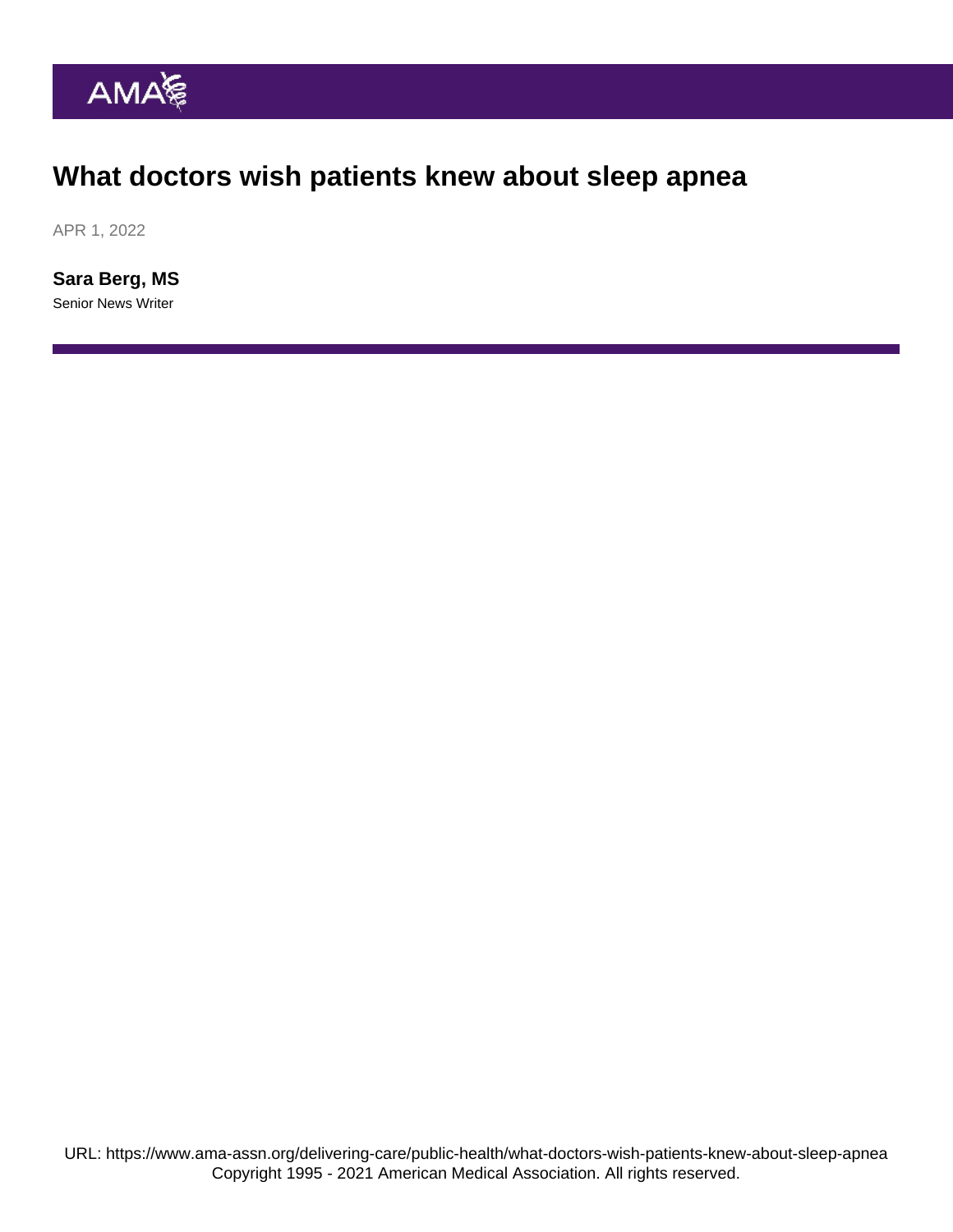# What doctors wish patients knew about sleep apnea

APR 1, 2022

**Sara Berg, MS**

Senior News Writer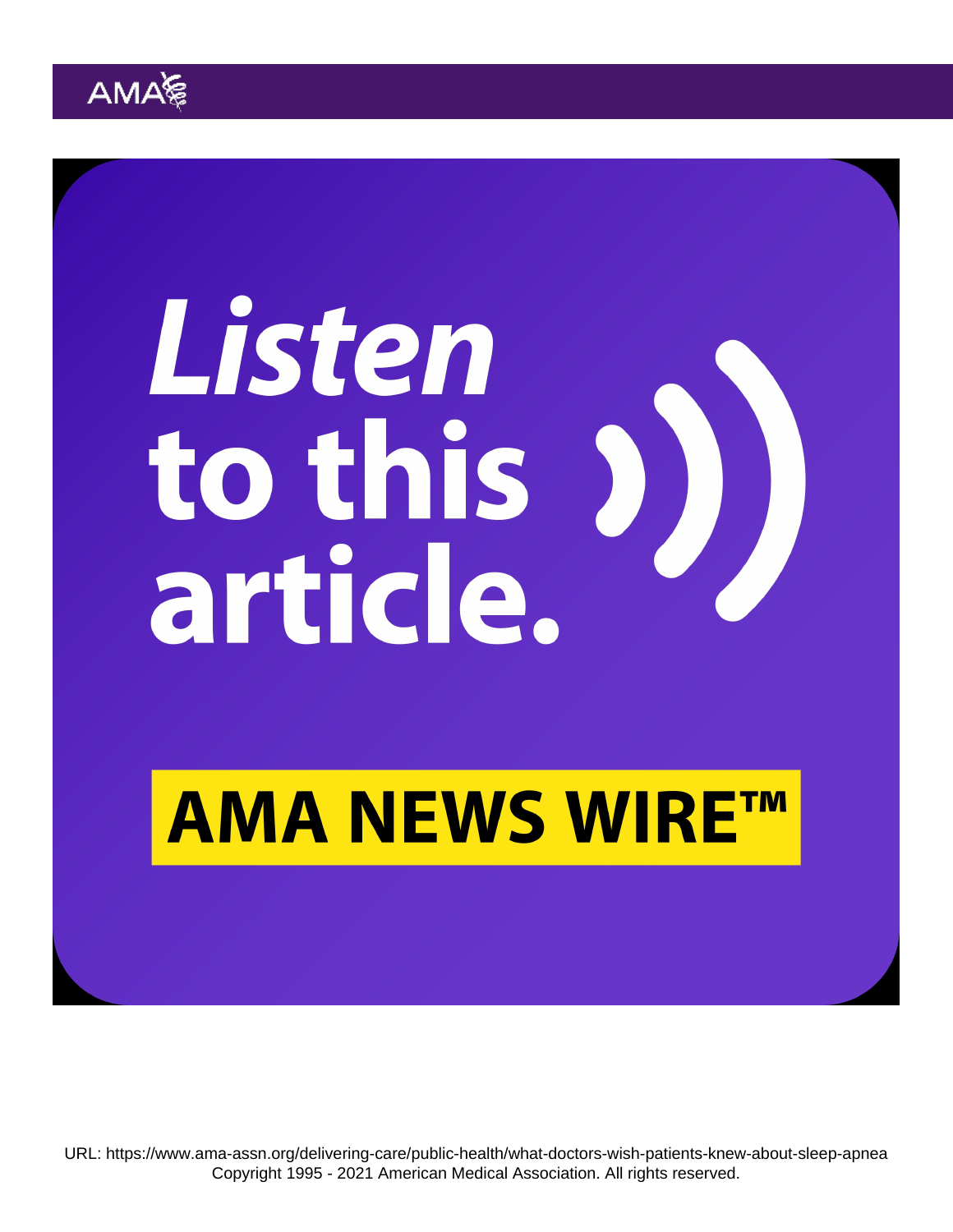Listen to this article.

AMA NEWS WIRE™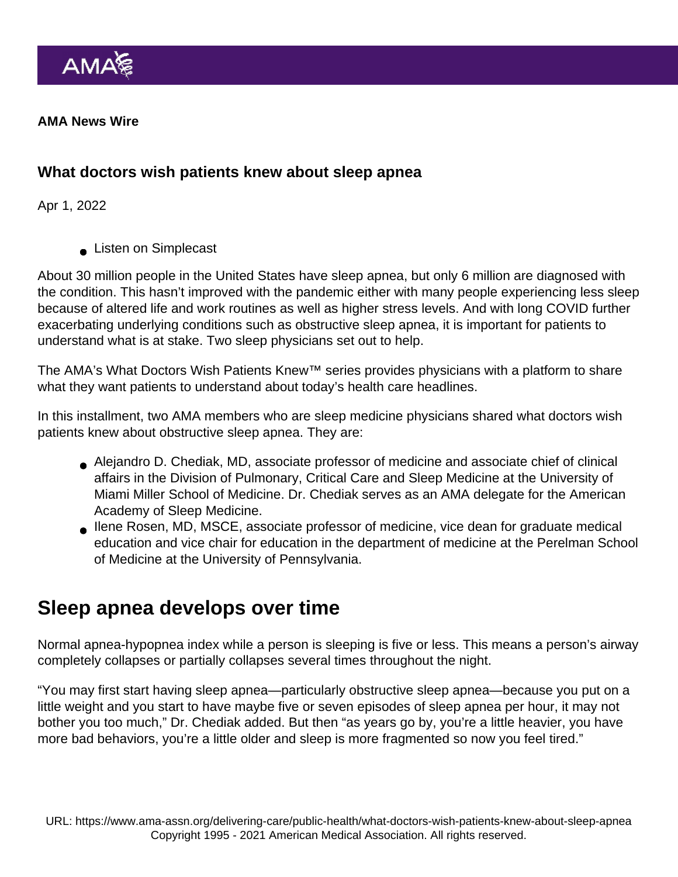AMA News Wire

## What doctors wish patients knew about sleep apnea

Apr 1, 2022

- Listen on Simplecast

About 30 million people in the United States have sleep apnea, but only 6 million are diagnosed with the condition. This hasn't improved with the pandemic either with many people experiencing less sleep because of altered life and work routines as well as higher stress levels. And with long COVID further exacerbating underlying conditions such as obstructive sleep apnea, it is important for patients to understand what is at stake. Two sleep physicians set out to help.

The AMA's What Doctors Wish Patients Knew™ series provides physicians with a platform to share what they want patients to understand about today's health care headlines.

In this installment, two AMA members who are sleep medicine physicians shared what doctors wish patients knew about obstructive sleep apnea. They are:

- Alejandro D. Chediak, MD, associate professor of medicine and associate chief of clinical affairs in the Division of Pulmonary, Critical Care and Sleep Medicine at the University of Miami Miller School of Medicine. Dr. Chediak serves as an AMA delegate for the American Academy of Sleep Medicine.
- Ilene Rosen, MD, MSCE, associate professor of medicine, vice dean for graduate medical education and vice chair for education in the department of medicine at the Perelman School of Medicine at the University of Pennsylvania.

## Sleep apnea develops over time

Normal apnea-hypopnea index while a person is sleeping is five or less. This means a person's airway completely collapses or partially collapses several times throughout the night.

"You may first start having sleep apnea—particularly obstructive sleep apnea—because you put on a little weight and you start to have maybe five or seven episodes of sleep apnea per hour, it may not bother you too much," Dr. Chediak added. But then "as years go by, you're a little heavier, you have more bad behaviors, you're a little older and sleep is more fragmented so now you feel tired."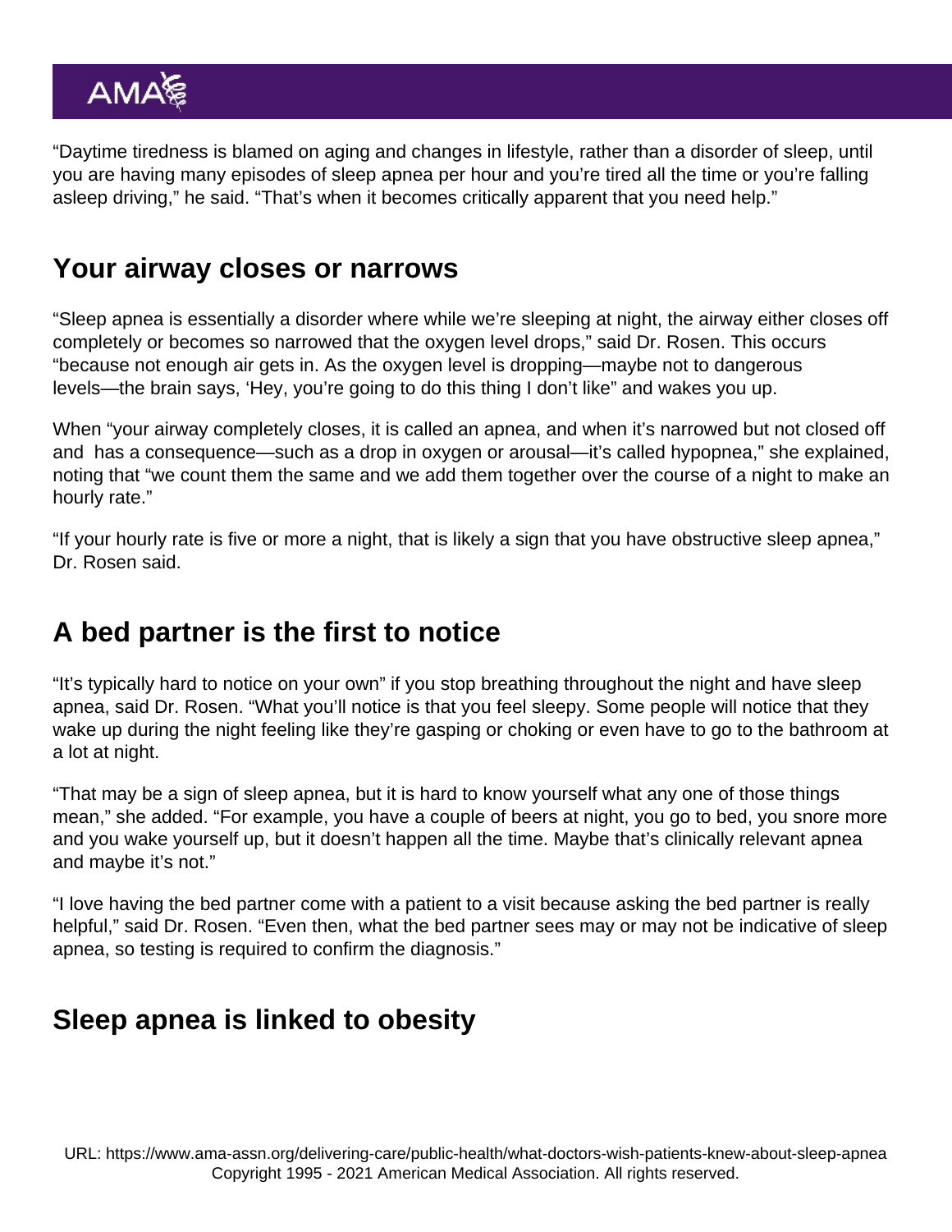"Daytime tiredness is blamed on aging and changes in lifestyle, rather than a disorder of sleep, until you are having many episodes of sleep apnea per hour and you're tired all the time or you're falling asleep driving," he said. "That's when it becomes critically apparent that you need help."

## Your airway closes or narrows

"Sleep apnea is essentially a disorder where while we're sleeping at night, the airway either closes off completely or becomes so narrowed that the oxygen level drops," said Dr. Rosen. This occurs "because not enough air gets in. As the oxygen level is dropping—maybe not to dangerous levels—the brain says, 'Hey, you're going to do this thing I don't like" and wakes you up.

When "your airway completely closes, it is called an apnea, and when it's narrowed but not closed off and has a consequence—such as a drop in oxygen or arousal—it's called hypopnea," she explained, noting that "we count them the same and we add them together over the course of a night to make an hourly rate."

"If your hourly rate is five or more a night, that is likely a sign that you have obstructive sleep apnea," Dr. Rosen said.

## A bed partner is the first to notice

"It's typically hard to notice on your own" if you stop breathing throughout the night and have sleep apnea, said Dr. Rosen. "What you'll notice is that you feel sleepy. Some people will notice that they wake up during the night feeling like they're gasping or choking or even have to go to the bathroom at a lot at night.

"That may be a sign of sleep apnea, but it is hard to know yourself what any one of those things mean," she added. "For example, you have a couple of beers at night, you go to bed, you snore more and you wake yourself up, but it doesn't happen all the time. Maybe that's clinically relevant apnea and maybe it's not."

"I love having the bed partner come with a patient to a visit because asking the bed partner is really helpful," said Dr. Rosen. "Even then, what the bed partner sees may or may not be indicative of sleep apnea, so testing is required to confirm the diagnosis."

## Sleep apnea is linked to obesity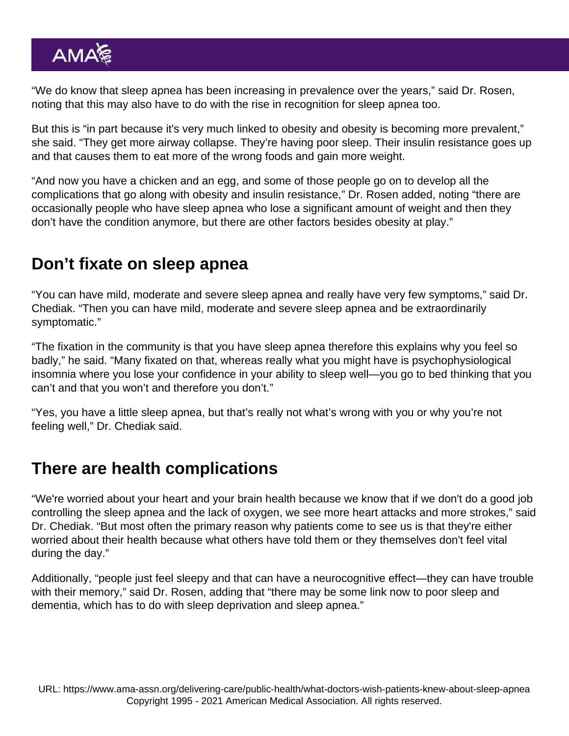"We do know that sleep apnea has been increasing in prevalence over the years," said Dr. Rosen, noting that this may also have to do with the rise in recognition for sleep apnea too.

But this is "in part because it's very much linked to obesity and obesity is becoming more prevalent," she said. "They get more airway collapse. They're having poor sleep. Their insulin resistance goes up and that causes them to eat more of the wrong foods and gain more weight.

"And now you have a chicken and an egg, and some of those people go on to develop all the complications that go along with obesity and insulin resistance," Dr. Rosen added, noting "there are occasionally people who have sleep apnea who lose a significant amount of weight and then they don't have the condition anymore, but there are other factors besides obesity at play."

## Don't fixate on sleep apnea

"You can have mild, moderate and severe sleep apnea and really have very few symptoms," said Dr. Chediak. "Then you can have mild, moderate and severe sleep apnea and be extraordinarily symptomatic."

"The fixation in the community is that you have sleep apnea therefore this explains why you feel so badly," he said. "Many fixated on that, whereas really what you might have is psychophysiological insomnia where you lose your confidence in your ability to sleep well—you go to bed thinking that you can't and that you won't and therefore you don't."

"Yes, you have a little sleep apnea, but that's really not what's wrong with you or why you're not feeling well," Dr. Chediak said.

## There are health complications

"We're worried about your heart and your brain health because we know that if we don't do a good job controlling the sleep apnea and the lack of oxygen, we see more heart attacks and more strokes," said Dr. Chediak. "But most often the primary reason why patients come to see us is that they're either worried about their health because what others have told them or they themselves don't feel vital during the day."

Additionally, "people just feel sleepy and that can have a neurocognitive effect—they can have trouble with their memory," said Dr. Rosen, adding that "there may be some link now to poor sleep and dementia, which has to do with sleep deprivation and sleep apnea."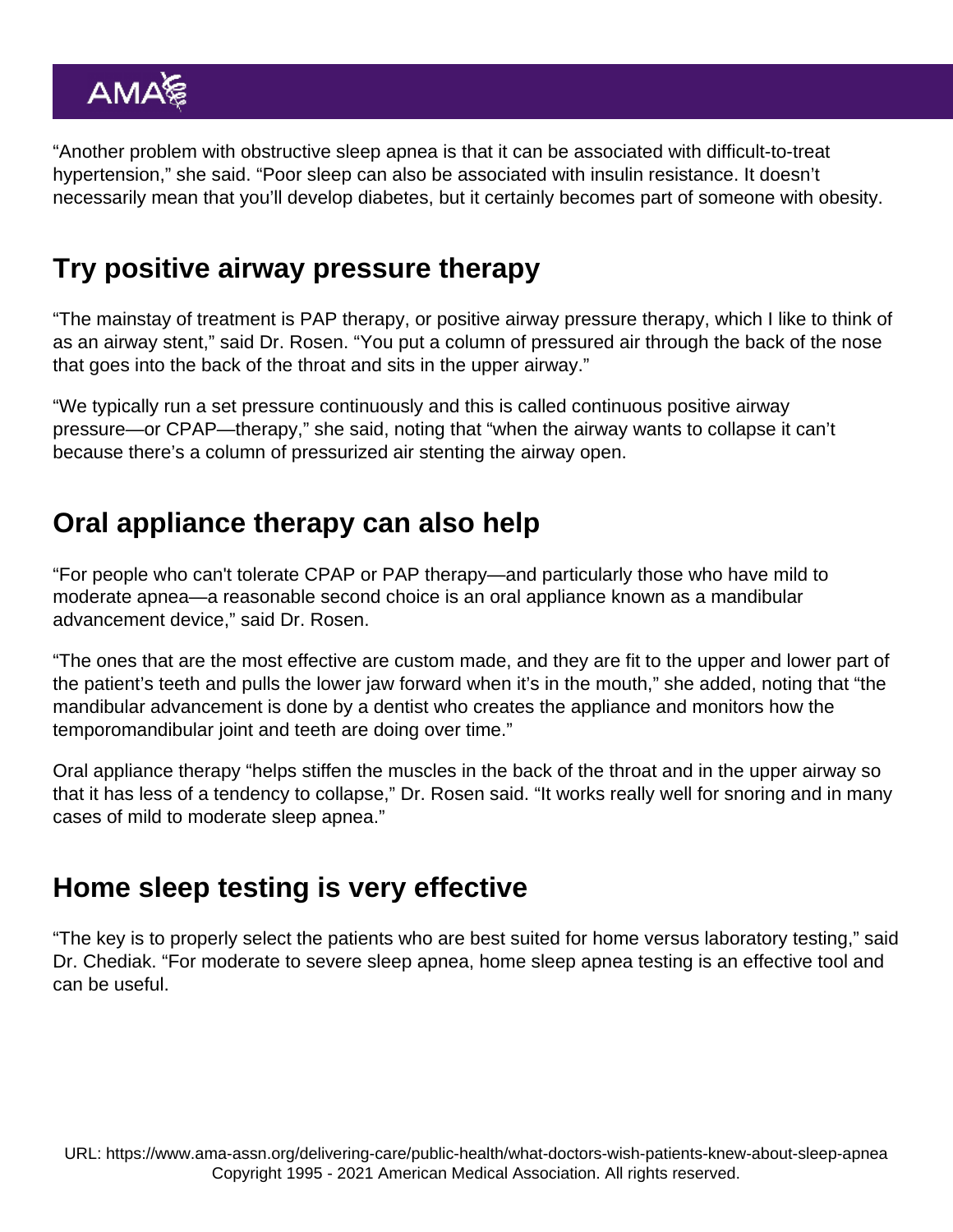"Another problem with obstructive sleep apnea is that it can be associated with difficult-to-treat hypertension," she said. "Poor sleep can also be associated with insulin resistance. It doesn't necessarily mean that you'll develop diabetes, but it certainly becomes part of someone with obesity.

## Try positive airway pressure therapy

"The mainstay of treatment is PAP therapy, or positive airway pressure therapy, which I like to think of as an airway stent," said Dr. Rosen. "You put a column of pressured air through the back of the nose that goes into the back of the throat and sits in the upper airway."

"We typically run a set pressure continuously and this is called continuous positive airway pressure—or CPAP—therapy," she said, noting that "when the airway wants to collapse it can't because there's a column of pressurized air stenting the airway open.

## Oral appliance therapy can also help

"For people who can't tolerate CPAP or PAP therapy—and particularly those who have mild to moderate apnea—a reasonable second choice is an oral appliance known as a mandibular advancement device," said Dr. Rosen.

"The ones that are the most effective are custom made, and they are fit to the upper and lower part of the patient's teeth and pulls the lower jaw forward when it's in the mouth," she added, noting that "the mandibular advancement is done by a dentist who creates the appliance and monitors how the temporomandibular joint and teeth are doing over time."

Oral appliance therapy "helps stiffen the muscles in the back of the throat and in the upper airway so that it has less of a tendency to collapse," Dr. Rosen said. "It works really well for snoring and in many cases of mild to moderate sleep apnea."

## Home sleep testing is very effective

"The key is to properly select the patients who are best suited for home versus laboratory testing," said Dr. Chediak. "For moderate to severe sleep apnea, home sleep apnea testing is an effective tool and can be useful.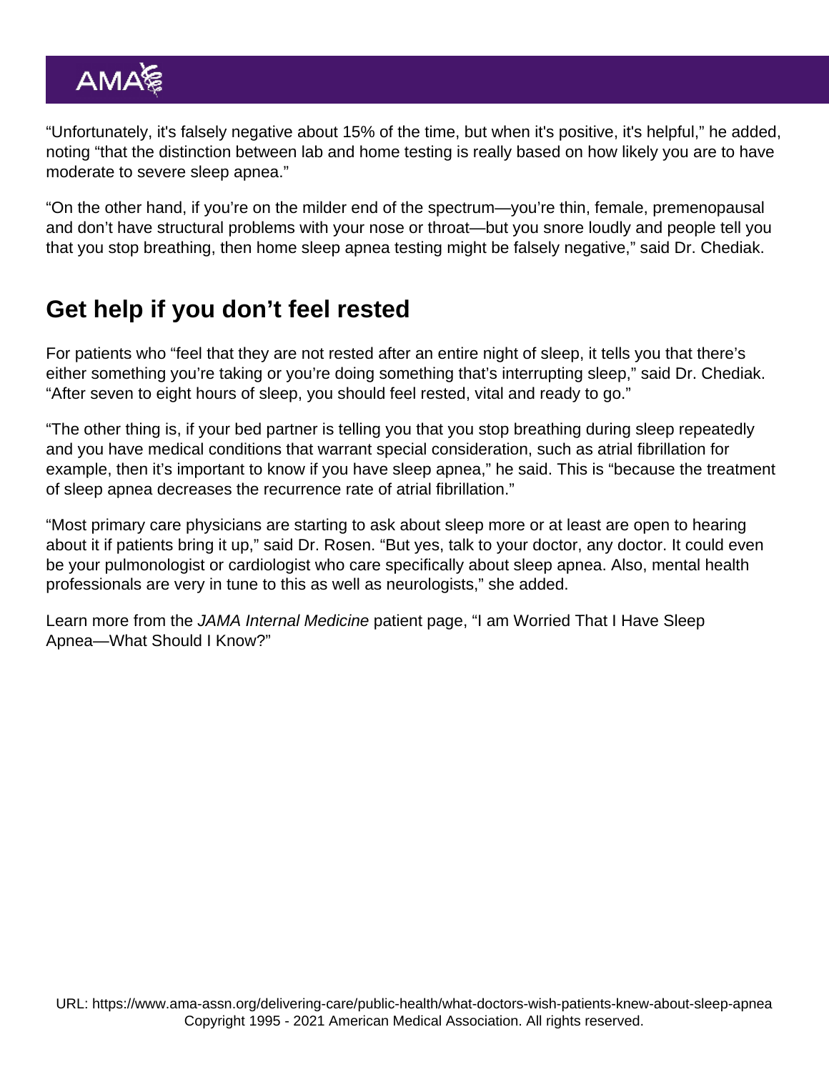"Unfortunately, it's falsely negative about 15% of the time, but when it's positive, it's helpful," he added, noting "that the distinction between lab and home testing is really based on how likely you are to have moderate to severe sleep apnea."

"On the other hand, if you're on the milder end of the spectrum—you're thin, female, premenopausal and don't have structural problems with your nose or throat—but you snore loudly and people tell you that you stop breathing, then home sleep apnea testing might be falsely negative," said Dr. Chediak.

## Get help if you don't feel rested

For patients who "feel that they are not rested after an entire night of sleep, it tells you that there's either something you're taking or you're doing something that's interrupting sleep," said Dr. Chediak. "After seven to eight hours of sleep, you should feel rested, vital and ready to go."

"The other thing is, if your bed partner is telling you that you stop breathing during sleep repeatedly and you have medical conditions that warrant special consideration, such as atrial fibrillation for example, then it's important to know if you have sleep apnea," he said. This is "because the treatment of sleep apnea decreases the recurrence rate of atrial fibrillation."

"Most primary care physicians are starting to ask about sleep more or at least are open to hearing about it if patients bring it up," said Dr. Rosen. "But yes, talk to your doctor, any doctor. It could even be your pulmonologist or cardiologist who care specifically about sleep apnea. Also, mental health professionals are very in tune to this as well as neurologists," she added.

Learn more from the *JAMA Internal Medicine* patient page, "I am Worried That I Have Sleep Apnea—What Should I Know?"